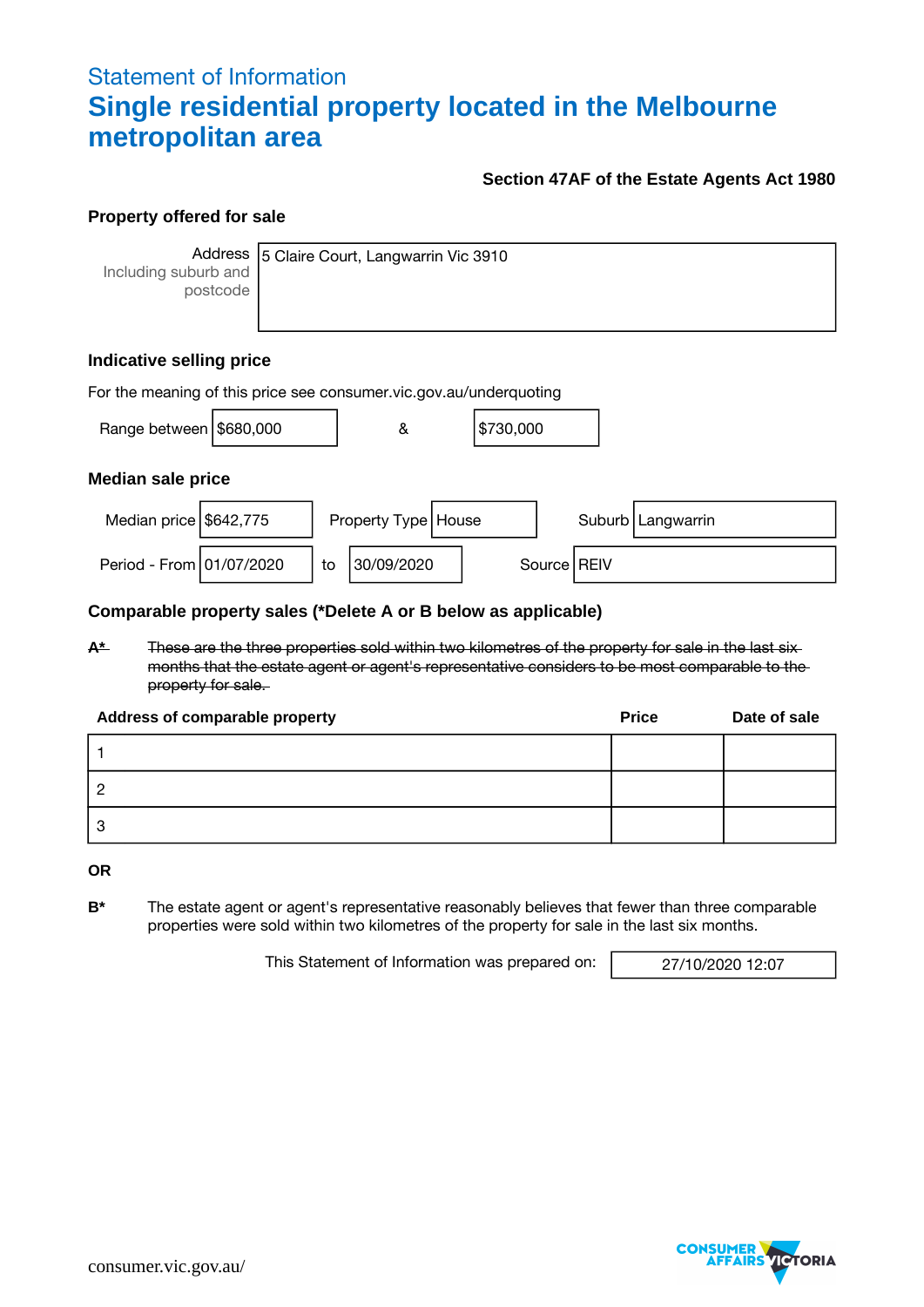## Statement of Information

# Single residential property located in the Melbourne metropolitan area

**Section 47AF of the Estate Agents Act 1980**

### Property offered for sale

| Address Including suburb and postcode | 5 Claire Court, Langwarrin Vic 3910 |
|---|---|

### Indicative selling price

For the meaning of this price see consumer.vic.gov.au/underquoting

Range between $680,000 & $730,000

### Median sale price

| Median price | $642,775 | Property Type | House | Suburb | Langwarrin |
|---|---|---|---|---|---|
| Period - From | 01/07/2020 | to | 30/09/2020 | Source | REIV |

### Comparable property sales (*Delete A or B below as applicable)

~~**A*** These are the three properties sold within two kilometres of the property for sale in the last six months that the estate agent or agent's representative considers to be most comparable to the property for sale.~~

| Address of comparable property | Price | Date of sale |
|---|---|---|
| 1 | | |
| 2 | | |
| 3 | | |

**OR**

**B*** The estate agent or agent's representative reasonably believes that fewer than three comparable properties were sold within two kilometres of the property for sale in the last six months.

This Statement of Information was prepared on: 27/10/2020 12:07

consumer.vic.gov.au/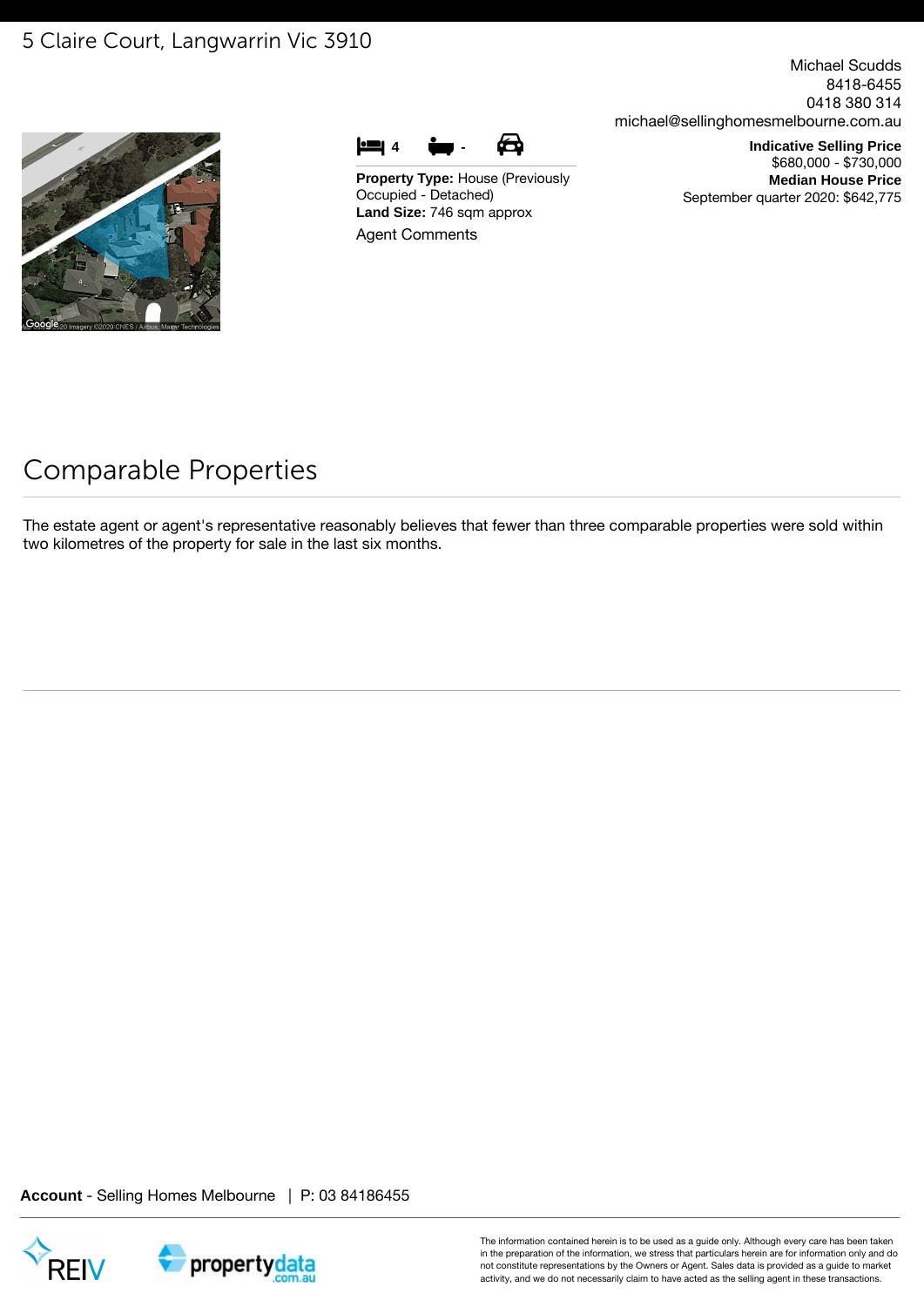# 5 Claire Court, Langwarrin Vic 3910

Michael Scudds
8418-6455
0418 380 314
michael@sellinghomesmelbourne.com.au

4 -

**Property Type:** House (Previously Occupied - Detached)
**Land Size:** 746 sqm approx
Agent Comments

**Indicative Selling Price**
$680,000 - $730,000
**Median House Price**
September quarter 2020: $642,775

## Comparable Properties

The estate agent or agent's representative reasonably believes that fewer than three comparable properties were sold within two kilometres of the property for sale in the last six months.

**Account** - Selling Homes Melbourne | P: 03 84186455

The information contained herein is to be used as a guide only. Although every care has been taken in the preparation of the information, we stress that particulars herein are for information only and do not constitute representations by the Owners or Agent. Sales data is provided as a guide to market activity, and we do not necessarily claim to have acted as the selling agent in these transactions.